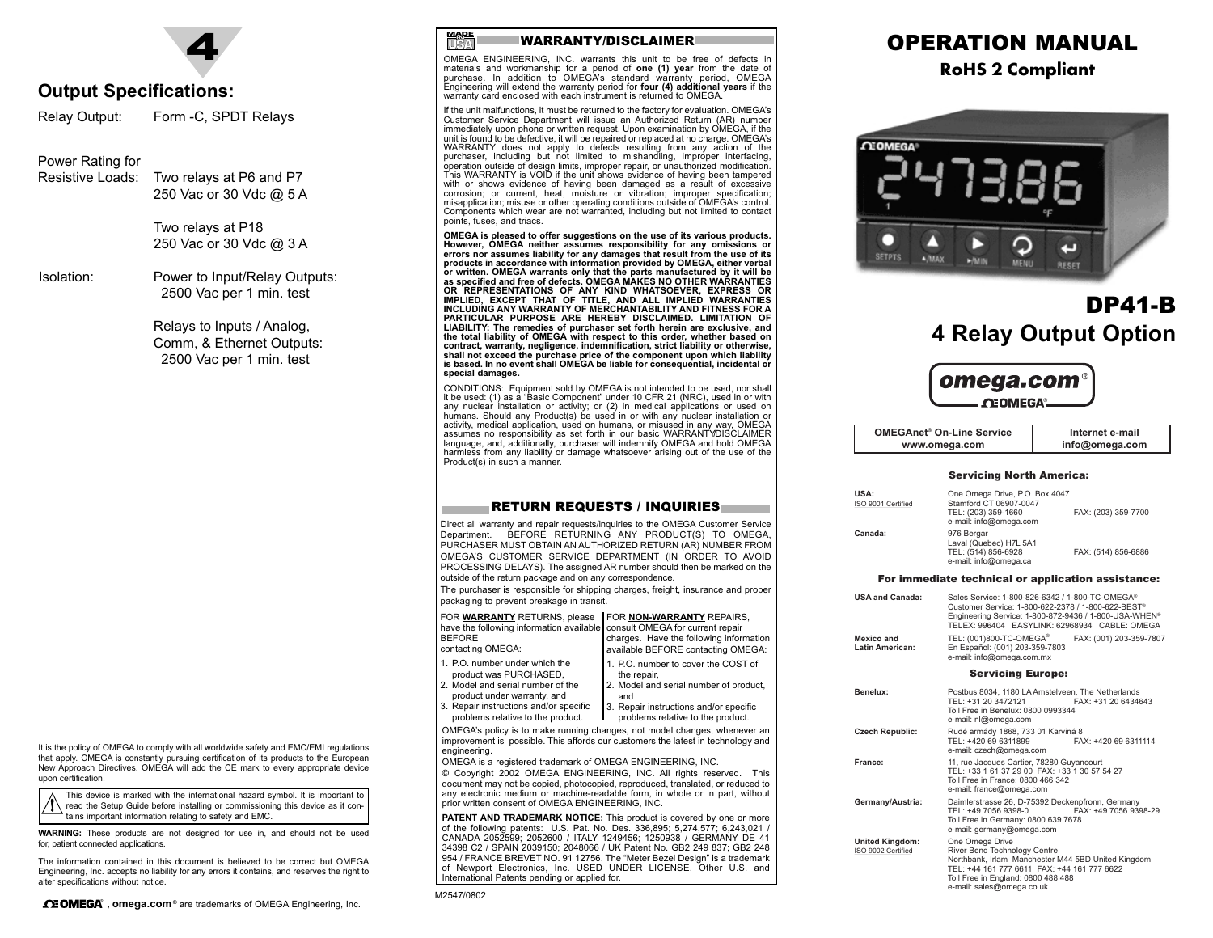# 4

## Output Specifications:

Relay Output: Form -C, SPDT Relays

Power Rating for Resistive Loads: Two relays at P6 and P7
250 Vac or 30 Vdc @ 5 A

Two relays at P18
250 Vac or 30 Vdc @ 3 A

Isolation: Power to Input/Relay Outputs:
2500 Vac per 1 min. test

Relays to Inputs / Analog, Comm, & Ethernet Outputs:
2500 Vac per 1 min. test

It is the policy of OMEGA to comply with all worldwide safety and EMC/EMI regulations that apply. OMEGA is constantly pursuing certification of its products to the European New Approach Directives. OMEGA will add the CE mark to every appropriate device upon certification.

This device is marked with the international hazard symbol. It is important to read the Setup Guide before installing or commissioning this device as it contains important information relating to safety and EMC.

**WARNING:** These products are not designed for use in, and should not be used for, patient connected applications.

The information contained in this document is believed to be correct but OMEGA Engineering, Inc. accepts no liability for any errors it contains, and reserves the right to alter specifications without notice.

OMEGA®, omega.com® are trademarks of OMEGA Engineering, Inc.

## WARRANTY/DISCLAIMER

OMEGA ENGINEERING, INC. warrants this unit to be free of defects in materials and workmanship for a period of **one (1) year** from the date of purchase. In addition to OMEGA's standard warranty period, OMEGA Engineering will extend the warranty period for **four (4) additional years** if the warranty card enclosed with each instrument is returned to OMEGA.

If the unit malfunctions, it must be returned to the factory for evaluation. OMEGA's Customer Service Department will issue an Authorized Return (AR) number immediately upon phone or written request. Upon examination by OMEGA, if the unit is found to be defective, it will be repaired or replaced at no charge. OMEGA's WARRANTY does not apply to defects resulting from any action of the purchaser, including but not limited to mishandling, improper interfacing, operation outside of design limits, improper repair, or unauthorized modification. This WARRANTY is VOID if the unit shows evidence of having been tampered with or shows evidence of having been damaged as a result of excessive corrosion; or current, heat, moisture or vibration; improper specification; misapplication; misuse or other operating conditions outside of OMEGA's control. Components which wear are not warranted, including but not limited to contact points, fuses, and triacs.

**OMEGA is pleased to offer suggestions on the use of its various products. However, OMEGA neither assumes responsibility for any omissions or errors nor assumes liability for any damages that result from the use of its products in accordance with information provided by OMEGA, either verbal or written. OMEGA warrants only that the parts manufactured by it will be as specified and free of defects. OMEGA MAKES NO OTHER WARRANTIES OR REPRESENTATIONS OF ANY KIND WHATSOEVER, EXPRESS OR IMPLIED, EXCEPT THAT OF TITLE, AND ALL IMPLIED WARRANTIES INCLUDING ANY WARRANTY OF MERCHANTABILITY AND FITNESS FOR A PARTICULAR PURPOSE ARE HEREBY DISCLAIMED. LIMITATION OF LIABILITY: The remedies of purchaser set forth herein are exclusive, and the total liability of OMEGA with respect to this order, whether based on contract, warranty, negligence, indemnification, strict liability or otherwise, shall not exceed the purchase price of the component upon which liability is based. In no event shall OMEGA be liable for consequential, incidental or special damages.**

CONDITIONS: Equipment sold by OMEGA is not intended to be used, nor shall it be used: (1) as a "Basic Component" under 10 CFR 21 (NRC), used in or with any nuclear installation or activity; or (2) in medical applications or used on humans. Should any Product(s) be used in or with any nuclear installation or activity, medical application, used on humans, or misused in any way, OMEGA assumes no responsibility as set forth in our basic WARRANTY/DISCLAIMER language, and, additionally, purchaser will indemnify OMEGA and hold OMEGA harmless from any liability or damage whatsoever arising out of the use of the Product(s) in such a manner.

## RETURN REQUESTS / INQUIRIES

Direct all warranty and repair requests/inquiries to the OMEGA Customer Service Department. BEFORE RETURNING ANY PRODUCT(S) TO OMEGA, PURCHASER MUST OBTAIN AN AUTHORIZED RETURN (AR) NUMBER FROM OMEGA'S CUSTOMER SERVICE DEPARTMENT (IN ORDER TO AVOID PROCESSING DELAYS). The assigned AR number should then be marked on the outside of the return package and on any correspondence.

The purchaser is responsible for shipping charges, freight, insurance and proper packaging to prevent breakage in transit.

FOR **WARRANTY** RETURNS, please have the following information available BEFORE contacting OMEGA:

1. P.O. number under which the product was PURCHASED,
2. Model and serial number of the product under warranty, and
3. Repair instructions and/or specific problems relative to the product.

FOR **NON-WARRANTY** REPAIRS, consult OMEGA for current repair charges. Have the following information available BEFORE contacting OMEGA:

1. P.O. number to cover the COST of the repair,
2. Model and serial number of product, and
3. Repair instructions and/or specific problems relative to the product.

OMEGA's policy is to make running changes, not model changes, whenever an improvement is possible. This affords our customers the latest in technology and engineering.

OMEGA is a registered trademark of OMEGA ENGINEERING, INC.

© Copyright 2002 OMEGA ENGINEERING, INC. All rights reserved. This document may not be copied, photocopied, reproduced, translated, or reduced to any electronic medium or machine-readable form, in whole or in part, without prior written consent of OMEGA ENGINEERING, INC.

**PATENT AND TRADEMARK NOTICE:** This product is covered by one or more of the following patents: U.S. Pat. No. Des. 336,895; 5,274,577; 6,243,021 / CANADA 2052599; 2052600 / ITALY 1249456; 1250938 / GERMANY DE 41 34398 C2 / SPAIN 2039150; 2048066 / UK Patent No. GB2 249 837; GB2 248 954 / FRANCE BREVET NO. 91 12756. The "Meter Bezel Design" is a trademark of Newport Electronics, Inc. USED UNDER LICENSE. Other U.S. and International Patents pending or applied for.

M2547/0802

# OPERATION MANUAL

**RoHS 2 Compliant**

# DP41-B

## 4 Relay Output Option

omega.com® OMEGA®

| OMEGAnet® On-Line Service www.omega.com | Internet e-mail info@omega.com |
|---|---|

### Servicing North America:

**USA:** ISO 9001 Certified
One Omega Drive, P.O. Box 4047
Stamford CT 06907-0047
TEL: (203) 359-1660 FAX: (203) 359-7700
e-mail: info@omega.com

**Canada:**
976 Bergar
Laval (Quebec) H7L 5A1
TEL: (514) 856-6928 FAX: (514) 856-6886
e-mail: info@omega.ca

### For immediate technical or application assistance:

**USA and Canada:**
Sales Service: 1-800-826-6342 / 1-800-TC-OMEGA®
Customer Service: 1-800-622-2378 / 1-800-622-BEST®
Engineering Service: 1-800-872-9436 / 1-800-USA-WHEN®
TELEX: 996404 EASYLINK: 62968934 CABLE: OMEGA

**Mexico and Latin American:**
TEL: (001)800-TC-OMEGA® FAX: (001) 203-359-7807
En Español: (001) 203-359-7803
e-mail: info@omega.com.mx

### Servicing Europe:

**Benelux:**
Postbus 8034, 1180 LA Amstelveen, The Netherlands
TEL: +31 20 3472121 FAX: +31 20 6434643
Toll Free in Benelux: 0800 0993344
e-mail: nl@omega.com

**Czech Republic:**
Rudé armády 1868, 733 01 Karviná 8
TEL: +420 69 6311899 FAX: +420 69 6311114
e-mail: czech@omega.com

**France:**
11, rue Jacques Cartier, 78280 Guyancourt
TEL: +33 1 61 37 29 00 FAX: +33 1 30 57 54 27
Toll Free in France: 0800 466 342
e-mail: france@omega.com

**Germany/Austria:**
Daimlerstrasse 26, D-75392 Deckenpfronn, Germany
TEL: +49 7056 9398-0 FAX: +49 7056 9398-29
Toll Free in Germany: 0800 639 7678
e-mail: germany@omega.com

**United Kingdom:** ISO 9002 Certified
One Omega Drive
River Bend Technology Centre
Northbank, Irlam Manchester M44 5BD United Kingdom
TEL: +44 161 777 6611 FAX: +44 161 777 6622
Toll Free in England: 0800 488 488
e-mail: sales@omega.co.uk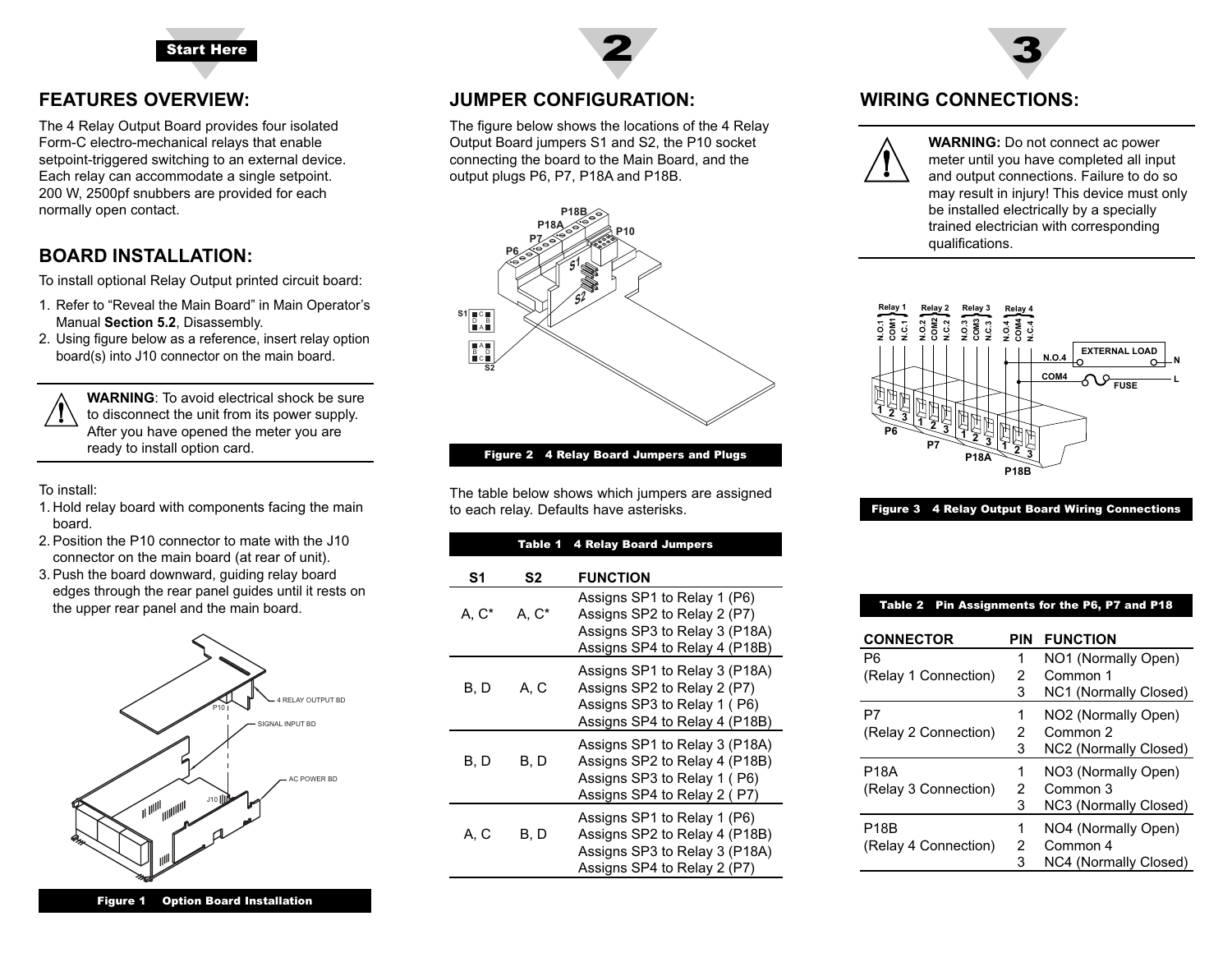Start Here

## FEATURES OVERVIEW:

The 4 Relay Output Board provides four isolated Form-C electro-mechanical relays that enable setpoint-triggered switching to an external device. Each relay can accommodate a single setpoint. 200 W, 2500pf snubbers are provided for each normally open contact.

## BOARD INSTALLATION:

To install optional Relay Output printed circuit board:

1. Refer to “Reveal the Main Board” in Main Operator’s Manual **Section 5.2**, Disassembly.
2. Using figure below as a reference, insert relay option board(s) into J10 connector on the main board.

**WARNING**: To avoid electrical shock be sure to disconnect the unit from its power supply. After you have opened the meter you are ready to install option card.

To install:

1. Hold relay board with components facing the main board.
2. Position the P10 connector to mate with the J10 connector on the main board (at rear of unit).
3. Push the board downward, guiding relay board edges through the rear panel guides until it rests on the upper rear panel and the main board.

4 RELAY OUTPUT BD
SIGNAL INPUT BD
AC POWER BD
P10
J10

Figure 1 Option Board Installation

## JUMPER CONFIGURATION:

The figure below shows the locations of the 4 Relay Output Board jumpers S1 and S2, the P10 socket connecting the board to the Main Board, and the output plugs P6, P7, P18A and P18B.

P18B
P18A
P7
P6
P10
S1
S2

Figure 2 4 Relay Board Jumpers and Plugs

The table below shows which jumpers are assigned to each relay. Defaults have asterisks.

Table 1 4 Relay Board Jumpers

| S1 | S2 | FUNCTION |
|---|---|---|
| A, C* | A, C* | Assigns SP1 to Relay 1 (P6)<br>Assigns SP2 to Relay 2 (P7)<br>Assigns SP3 to Relay 3 (P18A)<br>Assigns SP4 to Relay 4 (P18B) |
| B, D | A, C | Assigns SP1 to Relay 3 (P18A)<br>Assigns SP2 to Relay 2 (P7)<br>Assigns SP3 to Relay 1 ( P6)<br>Assigns SP4 to Relay 4 (P18B) |
| B, D | B, D | Assigns SP1 to Relay 3 (P18A)<br>Assigns SP2 to Relay 4 (P18B)<br>Assigns SP3 to Relay 1 ( P6)<br>Assigns SP4 to Relay 2 ( P7) |
| A, C | B, D | Assigns SP1 to Relay 1 (P6)<br>Assigns SP2 to Relay 4 (P18B)<br>Assigns SP3 to Relay 3 (P18A)<br>Assigns SP4 to Relay 2 (P7) |

## WIRING CONNECTIONS:

**WARNING:** Do not connect ac power meter until you have completed all input and output connections. Failure to do so may result in injury! This device must only be installed electrically by a specially trained electrician with corresponding qualifications.

Relay 1 Relay 2 Relay 3 Relay 4
N.O.1 COM1 N.C.1 N.O.2 COM2 N.C.2 N.O.3 COM3 N.C.3 N.O.4 COM4 N.C.4
EXTERNAL LOAD
N.O.4
COM4
FUSE
N
L
P6 P7 P18A P18B

Figure 3 4 Relay Output Board Wiring Connections

Table 2 Pin Assignments for the P6, P7 and P18

| CONNECTOR | PIN | FUNCTION |
|---|---|---|
| P6<br>(Relay 1 Connection) | 1<br>2<br>3 | NO1 (Normally Open)<br>Common 1<br>NC1 (Normally Closed) |
| P7<br>(Relay 2 Connection) | 1<br>2<br>3 | NO2 (Normally Open)<br>Common 2<br>NC2 (Normally Closed) |
| P18A<br>(Relay 3 Connection) | 1<br>2<br>3 | NO3 (Normally Open)<br>Common 3<br>NC3 (Normally Closed) |
| P18B<br>(Relay 4 Connection) | 1<br>2<br>3 | NO4 (Normally Open)<br>Common 4<br>NC4 (Normally Closed) |